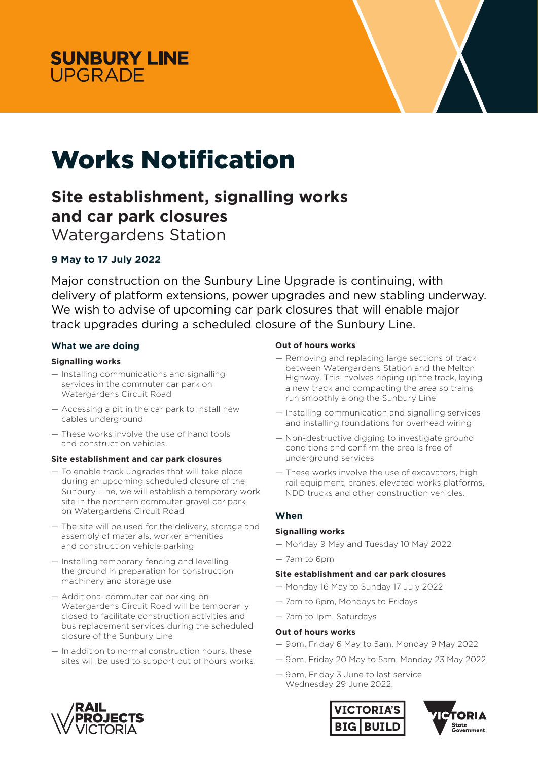SUNBURY LINE UPGRADE

# Works Notification

## Site establishment, signalling works and car park closures

Watergardens Station

**9 May to 17 July 2022**

Major construction on the Sunbury Line Upgrade is continuing, with delivery of platform extensions, power upgrades and new stabling underway. We wish to advise of upcoming car park closures that will enable major track upgrades during a scheduled closure of the Sunbury Line.

### What we are doing

#### Signalling works

- Installing communications and signalling services in the commuter car park on Watergardens Circuit Road
- Accessing a pit in the car park to install new cables underground
- These works involve the use of hand tools and construction vehicles.

#### Site establishment and car park closures

- To enable track upgrades that will take place during an upcoming scheduled closure of the Sunbury Line, we will establish a temporary work site in the northern commuter gravel car park on Watergardens Circuit Road
- The site will be used for the delivery, storage and assembly of materials, worker amenities and construction vehicle parking
- Installing temporary fencing and levelling the ground in preparation for construction machinery and storage use
- Additional commuter car parking on Watergardens Circuit Road will be temporarily closed to facilitate construction activities and bus replacement services during the scheduled closure of the Sunbury Line
- In addition to normal construction hours, these sites will be used to support out of hours works.

#### Out of hours works

- Removing and replacing large sections of track between Watergardens Station and the Melton Highway. This involves ripping up the track, laying a new track and compacting the area so trains run smoothly along the Sunbury Line
- Installing communication and signalling services and installing foundations for overhead wiring
- Non-destructive digging to investigate ground conditions and confirm the area is free of underground services
- These works involve the use of excavators, high rail equipment, cranes, elevated works platforms, NDD trucks and other construction vehicles.

### When

#### Signalling works

- Monday 9 May and Tuesday 10 May 2022
- 7am to 6pm

#### Site establishment and car park closures

- Monday 16 May to Sunday 17 July 2022
- 7am to 6pm, Mondays to Fridays
- 7am to 1pm, Saturdays

#### Out of hours works

- 9pm, Friday 6 May to 5am, Monday 9 May 2022
- 9pm, Friday 20 May to 5am, Monday 23 May 2022
- 9pm, Friday 3 June to last service Wednesday 29 June 2022.

RAIL PROJECTS VICTORIA | VICTORIA'S BIG BUILD | VICTORIA State Government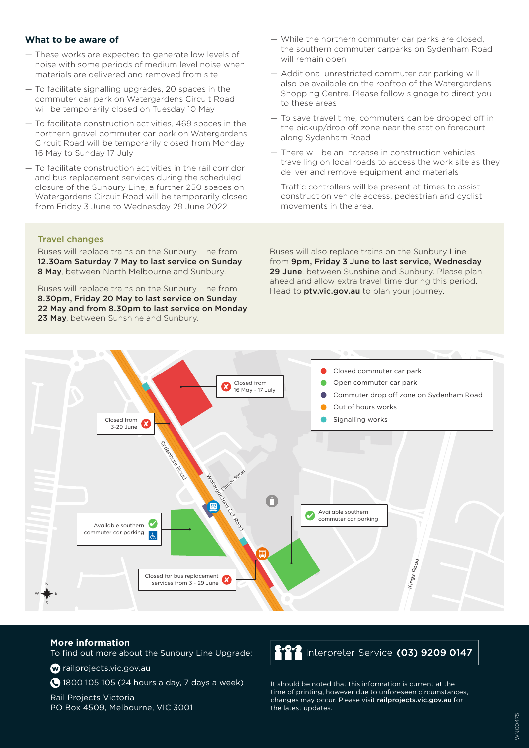## What to be aware of

- These works are expected to generate low levels of noise with some periods of medium level noise when materials are delivered and removed from site
- To facilitate signalling upgrades, 20 spaces in the commuter car park on Watergardens Circuit Road will be temporarily closed on Tuesday 10 May
- To facilitate construction activities, 469 spaces in the northern gravel commuter car park on Watergardens Circuit Road will be temporarily closed from Monday 16 May to Sunday 17 July
- To facilitate construction activities in the rail corridor and bus replacement services during the scheduled closure of the Sunbury Line, a further 250 spaces on Watergardens Circuit Road will be temporarily closed from Friday 3 June to Wednesday 29 June 2022
- While the northern commuter car parks are closed, the southern commuter carparks on Sydenham Road will remain open
- Additional unrestricted commuter car parking will also be available on the rooftop of the Watergardens Shopping Centre. Please follow signage to direct you to these areas
- To save travel time, commuters can be dropped off in the pickup/drop off zone near the station forecourt along Sydenham Road
- There will be an increase in construction vehicles travelling on local roads to access the work site as they deliver and remove equipment and materials
- Traffic controllers will be present at times to assist construction vehicle access, pedestrian and cyclist movements in the area.

### Travel changes

Buses will replace trains on the Sunbury Line from **12.30am Saturday 7 May to last service on Sunday 8 May**, between North Melbourne and Sunbury.

Buses will replace trains on the Sunbury Line from **8.30pm, Friday 20 May to last service on Sunday 22 May and from 8.30pm to last service on Monday 23 May**, between Sunshine and Sunbury.

Buses will also replace trains on the Sunbury Line from **9pm, Friday 3 June to last service, Wednesday 29 June**, between Sunshine and Sunbury. Please plan ahead and allow extra travel time during this period. Head to **ptv.vic.gov.au** to plan your journey.

Closed commuter car park
Open commuter car park
Commuter drop off zone on Sydenham Road
Out of hours works
Signalling works

Closed from 16 May - 17 July
Closed from 3-29 June
Available southern commuter car parking
Available southern commuter car parking
Closed for bus replacement services from 3 - 29 June
Sydenham Road
Watergardens Cct Road
Station Street
Kings Road
N
W E
S

### More information

To find out more about the Sunbury Line Upgrade:

railprojects.vic.gov.au

1800 105 105 (24 hours a day, 7 days a week)

Rail Projects Victoria
PO Box 4509, Melbourne, VIC 3001

Interpreter Service **(03) 9209 0147**

It should be noted that this information is current at the time of printing, however due to unforeseen circumstances, changes may occur. Please visit **railprojects.vic.gov.au** for the latest updates.

WN00475